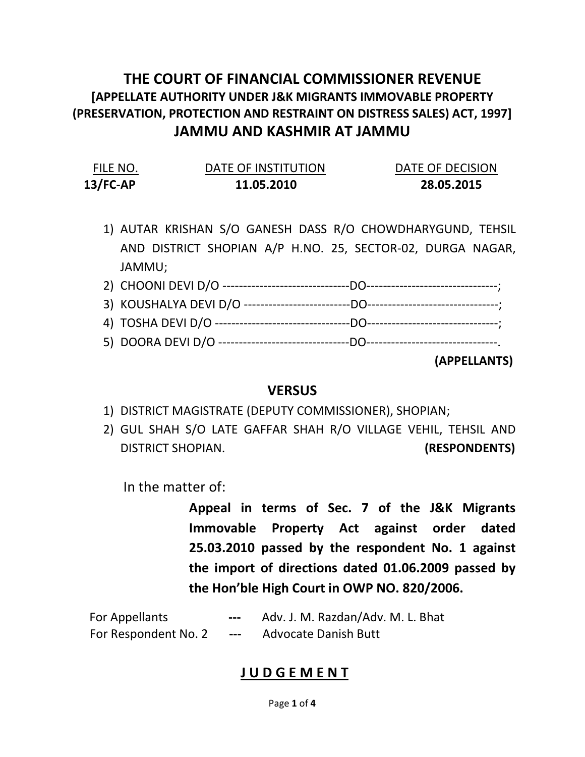# THE COURT OF FINANCIAL COMMISSIONER REVENUE

## [APPELLATE AUTHORITY UNDER J&K MIGRANTS IMMOVABLE PROPERTY (PRESERVATION, PROTECTION AND RESTRAINT ON DISTRESS SALES) ACT, 1997]

## JAMMU AND KASHMIR AT JAMMU

| FILE NO. | DATE OF INSTITUTION | DATE OF DECISION |
|---|---|---|
| **13/FC-AP** | **11.05.2010** | **28.05.2015** |

1) AUTAR KRISHAN S/O GANESH DASS R/O CHOWDHARYGUND, TEHSIL AND DISTRICT SHOPIAN A/P H.NO. 25, SECTOR-02, DURGA NAGAR, JAMMU;
2) CHOONI DEVI D/O -------------------------------DO--------------------------------;
3) KOUSHALYA DEVI D/O --------------------------DO--------------------------------;
4) TOSHA DEVI D/O ----------------------------------DO--------------------------------;
5) DOORA DEVI D/O --------------------------------DO--------------------------------.

**(APPELLANTS)**

**VERSUS**

1) DISTRICT MAGISTRATE (DEPUTY COMMISSIONER), SHOPIAN;
2) GUL SHAH S/O LATE GAFFAR SHAH R/O VILLAGE VEHIL, TEHSIL AND DISTRICT SHOPIAN. **(RESPONDENTS)**

In the matter of:

**Appeal in terms of Sec. 7 of the J&K Migrants Immovable Property Act against order dated 25.03.2010 passed by the respondent No. 1 against the import of directions dated 01.06.2009 passed by the Hon'ble High Court in OWP NO. 820/2006.**

For Appellants --- Adv. J. M. Razdan/Adv. M. L. Bhat

For Respondent No. 2 --- Advocate Danish Butt

## J U D G E M E N T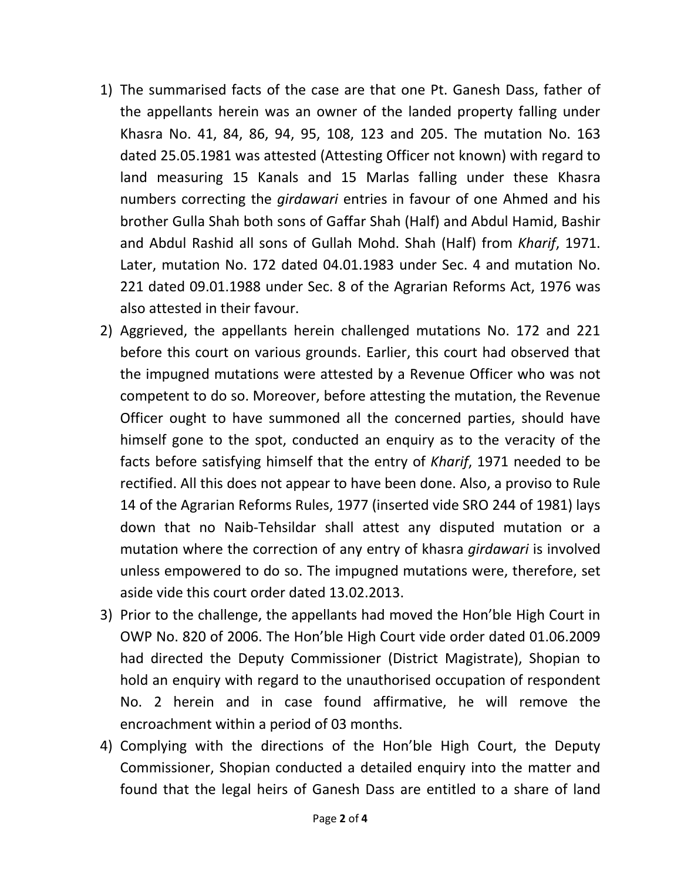1) The summarised facts of the case are that one Pt. Ganesh Dass, father of the appellants herein was an owner of the landed property falling under Khasra No. 41, 84, 86, 94, 95, 108, 123 and 205. The mutation No. 163 dated 25.05.1981 was attested (Attesting Officer not known) with regard to land measuring 15 Kanals and 15 Marlas falling under these Khasra numbers correcting the *girdawari* entries in favour of one Ahmed and his brother Gulla Shah both sons of Gaffar Shah (Half) and Abdul Hamid, Bashir and Abdul Rashid all sons of Gullah Mohd. Shah (Half) from *Kharif*, 1971. Later, mutation No. 172 dated 04.01.1983 under Sec. 4 and mutation No. 221 dated 09.01.1988 under Sec. 8 of the Agrarian Reforms Act, 1976 was also attested in their favour.

2) Aggrieved, the appellants herein challenged mutations No. 172 and 221 before this court on various grounds. Earlier, this court had observed that the impugned mutations were attested by a Revenue Officer who was not competent to do so. Moreover, before attesting the mutation, the Revenue Officer ought to have summoned all the concerned parties, should have himself gone to the spot, conducted an enquiry as to the veracity of the facts before satisfying himself that the entry of *Kharif*, 1971 needed to be rectified. All this does not appear to have been done. Also, a proviso to Rule 14 of the Agrarian Reforms Rules, 1977 (inserted vide SRO 244 of 1981) lays down that no Naib-Tehsildar shall attest any disputed mutation or a mutation where the correction of any entry of khasra *girdawari* is involved unless empowered to do so. The impugned mutations were, therefore, set aside vide this court order dated 13.02.2013.

3) Prior to the challenge, the appellants had moved the Hon'ble High Court in OWP No. 820 of 2006. The Hon'ble High Court vide order dated 01.06.2009 had directed the Deputy Commissioner (District Magistrate), Shopian to hold an enquiry with regard to the unauthorised occupation of respondent No. 2 herein and in case found affirmative, he will remove the encroachment within a period of 03 months.

4) Complying with the directions of the Hon'ble High Court, the Deputy Commissioner, Shopian conducted a detailed enquiry into the matter and found that the legal heirs of Ganesh Dass are entitled to a share of land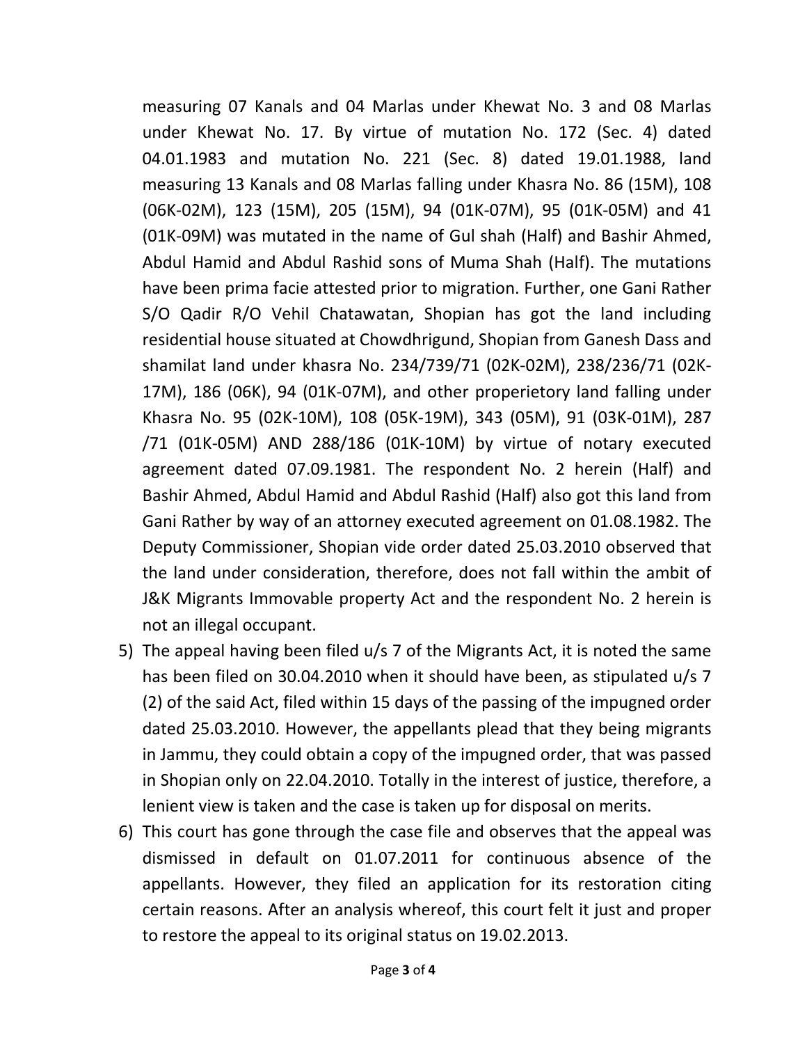measuring 07 Kanals and 04 Marlas under Khewat No. 3 and 08 Marlas under Khewat No. 17. By virtue of mutation No. 172 (Sec. 4) dated 04.01.1983 and mutation No. 221 (Sec. 8) dated 19.01.1988, land measuring 13 Kanals and 08 Marlas falling under Khasra No. 86 (15M), 108 (06K-02M), 123 (15M), 205 (15M), 94 (01K-07M), 95 (01K-05M) and 41 (01K-09M) was mutated in the name of Gul shah (Half) and Bashir Ahmed, Abdul Hamid and Abdul Rashid sons of Muma Shah (Half). The mutations have been prima facie attested prior to migration. Further, one Gani Rather S/O Qadir R/O Vehil Chatawatan, Shopian has got the land including residential house situated at Chowdhrigund, Shopian from Ganesh Dass and shamilat land under khasra No. 234/739/71 (02K-02M), 238/236/71 (02K-17M), 186 (06K), 94 (01K-07M), and other properietory land falling under Khasra No. 95 (02K-10M), 108 (05K-19M), 343 (05M), 91 (03K-01M), 287 /71 (01K-05M) AND 288/186 (01K-10M) by virtue of notary executed agreement dated 07.09.1981. The respondent No. 2 herein (Half) and Bashir Ahmed, Abdul Hamid and Abdul Rashid (Half) also got this land from Gani Rather by way of an attorney executed agreement on 01.08.1982. The Deputy Commissioner, Shopian vide order dated 25.03.2010 observed that the land under consideration, therefore, does not fall within the ambit of J&K Migrants Immovable property Act and the respondent No. 2 herein is not an illegal occupant.

5) The appeal having been filed u/s 7 of the Migrants Act, it is noted the same has been filed on 30.04.2010 when it should have been, as stipulated u/s 7 (2) of the said Act, filed within 15 days of the passing of the impugned order dated 25.03.2010. However, the appellants plead that they being migrants in Jammu, they could obtain a copy of the impugned order, that was passed in Shopian only on 22.04.2010. Totally in the interest of justice, therefore, a lenient view is taken and the case is taken up for disposal on merits.

6) This court has gone through the case file and observes that the appeal was dismissed in default on 01.07.2011 for continuous absence of the appellants. However, they filed an application for its restoration citing certain reasons. After an analysis whereof, this court felt it just and proper to restore the appeal to its original status on 19.02.2013.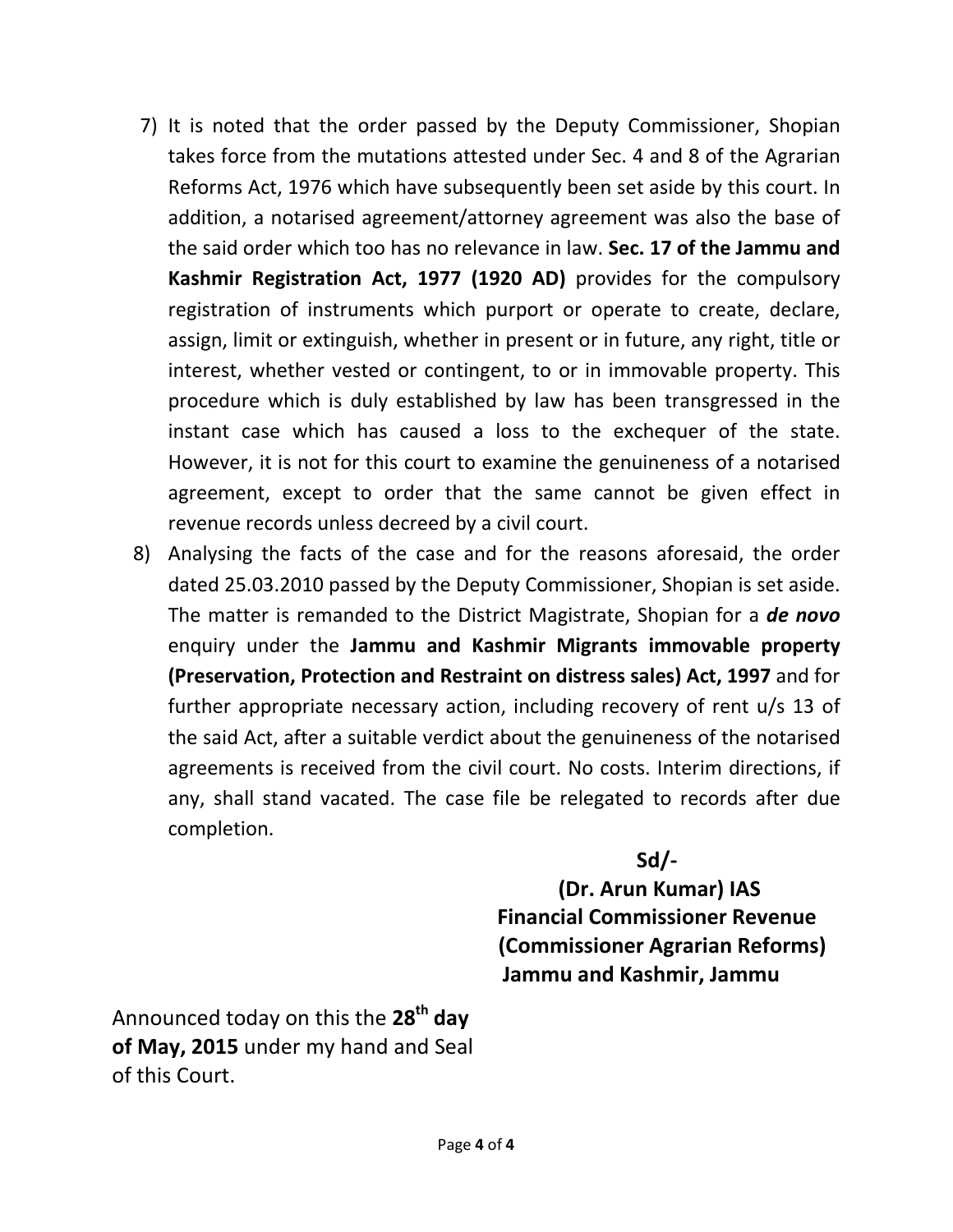7) It is noted that the order passed by the Deputy Commissioner, Shopian takes force from the mutations attested under Sec. 4 and 8 of the Agrarian Reforms Act, 1976 which have subsequently been set aside by this court. In addition, a notarised agreement/attorney agreement was also the base of the said order which too has no relevance in law. **Sec. 17 of the Jammu and Kashmir Registration Act, 1977 (1920 AD)** provides for the compulsory registration of instruments which purport or operate to create, declare, assign, limit or extinguish, whether in present or in future, any right, title or interest, whether vested or contingent, to or in immovable property. This procedure which is duly established by law has been transgressed in the instant case which has caused a loss to the exchequer of the state. However, it is not for this court to examine the genuineness of a notarised agreement, except to order that the same cannot be given effect in revenue records unless decreed by a civil court.

8) Analysing the facts of the case and for the reasons aforesaid, the order dated 25.03.2010 passed by the Deputy Commissioner, Shopian is set aside. The matter is remanded to the District Magistrate, Shopian for a ***de novo*** enquiry under the **Jammu and Kashmir Migrants immovable property (Preservation, Protection and Restraint on distress sales) Act, 1997** and for further appropriate necessary action, including recovery of rent u/s 13 of the said Act, after a suitable verdict about the genuineness of the notarised agreements is received from the civil court. No costs. Interim directions, if any, shall stand vacated. The case file be relegated to records after due completion.

**Sd/-**
**(Dr. Arun Kumar) IAS**
**Financial Commissioner Revenue**
**(Commissioner Agrarian Reforms)**
**Jammu and Kashmir, Jammu**

Announced today on this the **28th day of May, 2015** under my hand and Seal of this Court.